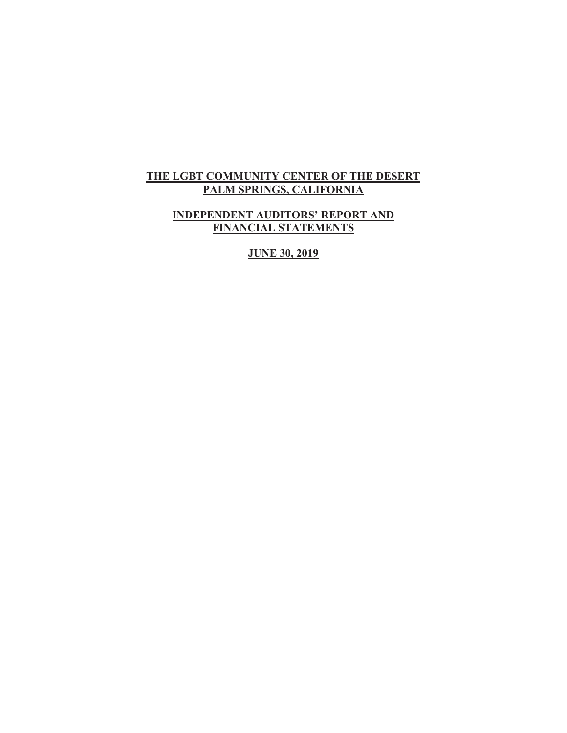# THE LGBT COMMUNITY CENTER OF THE DESERT
# PALM SPRINGS, CALIFORNIA

## INDEPENDENT AUDITORS' REPORT AND FINANCIAL STATEMENTS

## JUNE 30, 2019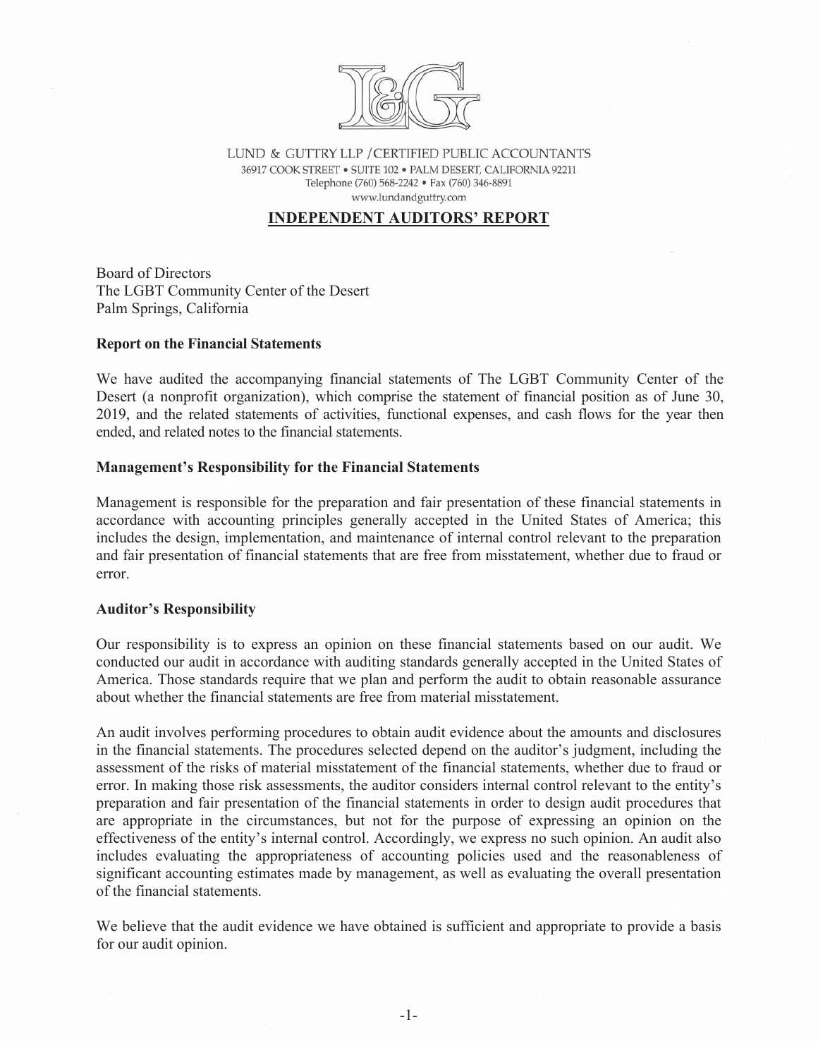LUND & GUTTRY LLP / CERTIFIED PUBLIC ACCOUNTANTS
36917 COOK STREET • SUITE 102 • PALM DESERT, CALIFORNIA 92211
Telephone (760) 568-2242 • Fax (760) 346-8891
www.lundandguttry.com

# INDEPENDENT AUDITORS' REPORT

Board of Directors
The LGBT Community Center of the Desert
Palm Springs, California

**Report on the Financial Statements**

We have audited the accompanying financial statements of The LGBT Community Center of the Desert (a nonprofit organization), which comprise the statement of financial position as of June 30, 2019, and the related statements of activities, functional expenses, and cash flows for the year then ended, and related notes to the financial statements.

**Management's Responsibility for the Financial Statements**

Management is responsible for the preparation and fair presentation of these financial statements in accordance with accounting principles generally accepted in the United States of America; this includes the design, implementation, and maintenance of internal control relevant to the preparation and fair presentation of financial statements that are free from misstatement, whether due to fraud or error.

**Auditor's Responsibility**

Our responsibility is to express an opinion on these financial statements based on our audit. We conducted our audit in accordance with auditing standards generally accepted in the United States of America. Those standards require that we plan and perform the audit to obtain reasonable assurance about whether the financial statements are free from material misstatement.

An audit involves performing procedures to obtain audit evidence about the amounts and disclosures in the financial statements. The procedures selected depend on the auditor's judgment, including the assessment of the risks of material misstatement of the financial statements, whether due to fraud or error. In making those risk assessments, the auditor considers internal control relevant to the entity's preparation and fair presentation of the financial statements in order to design audit procedures that are appropriate in the circumstances, but not for the purpose of expressing an opinion on the effectiveness of the entity's internal control. Accordingly, we express no such opinion. An audit also includes evaluating the appropriateness of accounting policies used and the reasonableness of significant accounting estimates made by management, as well as evaluating the overall presentation of the financial statements.

We believe that the audit evidence we have obtained is sufficient and appropriate to provide a basis for our audit opinion.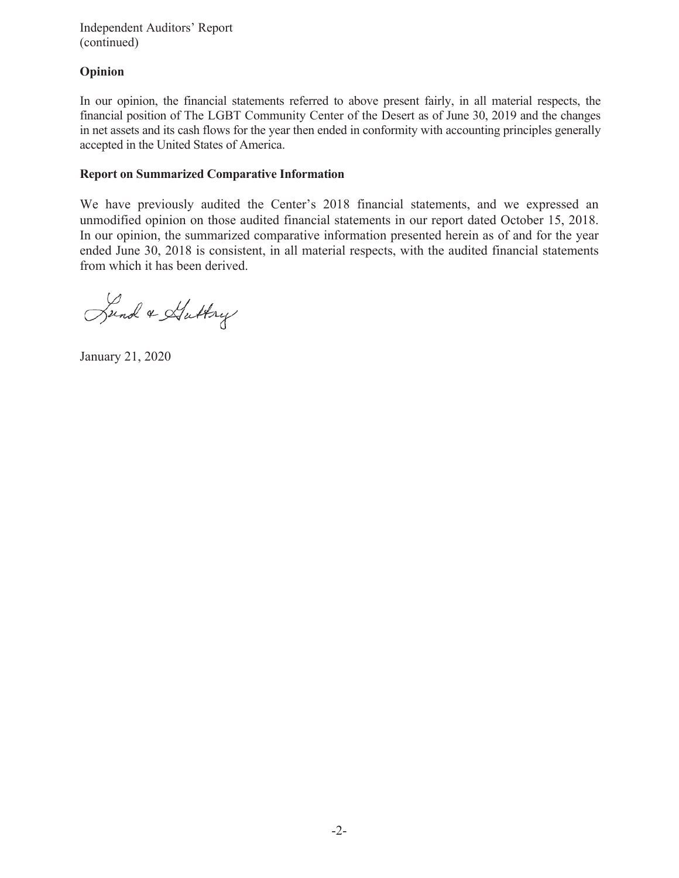Independent Auditors' Report
(continued)

**Opinion**

In our opinion, the financial statements referred to above present fairly, in all material respects, the financial position of The LGBT Community Center of the Desert as of June 30, 2019 and the changes in net assets and its cash flows for the year then ended in conformity with accounting principles generally accepted in the United States of America.

**Report on Summarized Comparative Information**

We have previously audited the Center's 2018 financial statements, and we expressed an unmodified opinion on those audited financial statements in our report dated October 15, 2018. In our opinion, the summarized comparative information presented herein as of and for the year ended June 30, 2018 is consistent, in all material respects, with the audited financial statements from which it has been derived.

Lund & Guttry

January 21, 2020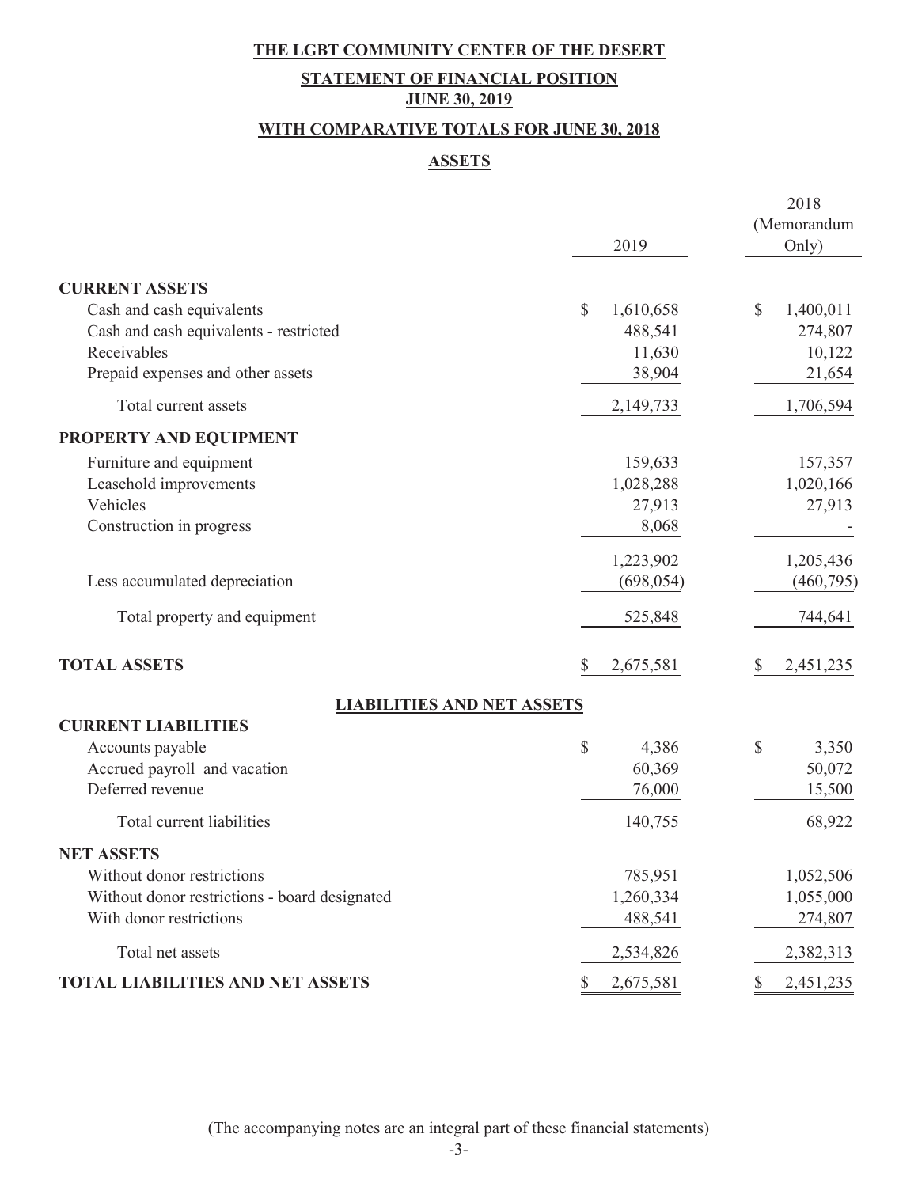**THE LGBT COMMUNITY CENTER OF THE DESERT**

**STATEMENT OF FINANCIAL POSITION**
**JUNE 30, 2019**

**WITH COMPARATIVE TOTALS FOR JUNE 30, 2018**

**ASSETS**

| | 2019 | 2018 (Memorandum Only) |
|---|---|---|
| **CURRENT ASSETS** | | |
| Cash and cash equivalents | $ 1,610,658 | $ 1,400,011 |
| Cash and cash equivalents - restricted | 488,541 | 274,807 |
| Receivables | 11,630 | 10,122 |
| Prepaid expenses and other assets | 38,904 | 21,654 |
| Total current assets | 2,149,733 | 1,706,594 |
| **PROPERTY AND EQUIPMENT** | | |
| Furniture and equipment | 159,633 | 157,357 |
| Leasehold improvements | 1,028,288 | 1,020,166 |
| Vehicles | 27,913 | 27,913 |
| Construction in progress | 8,068 | - |
| | 1,223,902 | 1,205,436 |
| Less accumulated depreciation | (698,054) | (460,795) |
| Total property and equipment | 525,848 | 744,641 |
| **TOTAL ASSETS** | $ 2,675,581 | $ 2,451,235 |

**LIABILITIES AND NET ASSETS**

| | 2019 | 2018 (Memorandum Only) |
|---|---|---|
| **CURRENT LIABILITIES** | | |
| Accounts payable | $ 4,386 | $ 3,350 |
| Accrued payroll and vacation | 60,369 | 50,072 |
| Deferred revenue | 76,000 | 15,500 |
| Total current liabilities | 140,755 | 68,922 |
| **NET ASSETS** | | |
| Without donor restrictions | 785,951 | 1,052,506 |
| Without donor restrictions - board designated | 1,260,334 | 1,055,000 |
| With donor restrictions | 488,541 | 274,807 |
| Total net assets | 2,534,826 | 2,382,313 |
| **TOTAL LIABILITIES AND NET ASSETS** | $ 2,675,581 | $ 2,451,235 |

(The accompanying notes are an integral part of these financial statements)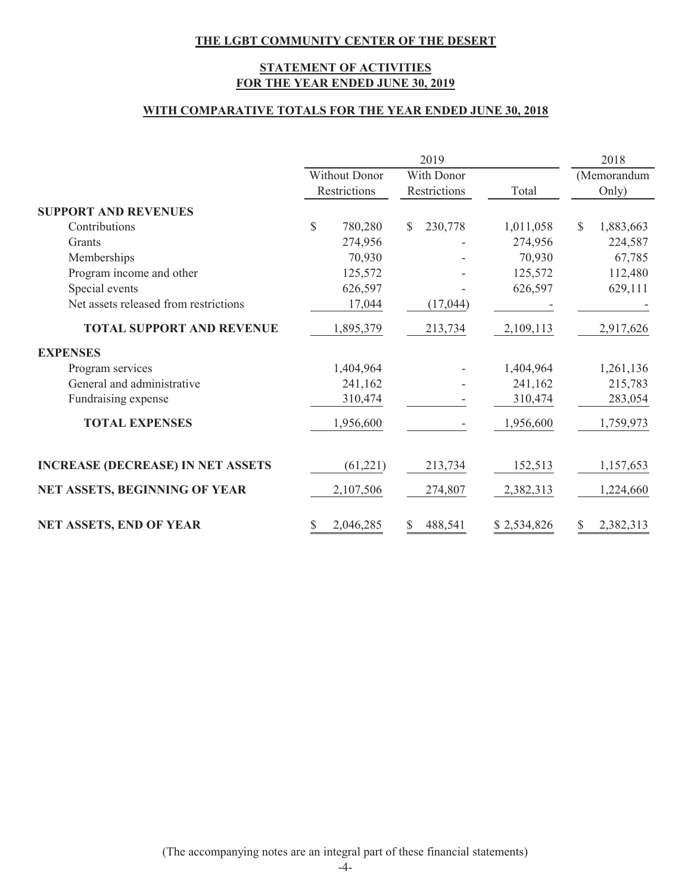**THE LGBT COMMUNITY CENTER OF THE DESERT**

**STATEMENT OF ACTIVITIES**
**FOR THE YEAR ENDED JUNE 30, 2019**

**WITH COMPARATIVE TOTALS FOR THE YEAR ENDED JUNE 30, 2018**

| | 2019 | | | 2018 |
|---|---|---|---|---|
| | Without Donor Restrictions | With Donor Restrictions | Total | (Memorandum Only) |
| **SUPPORT AND REVENUES** | | | | |
| Contributions | $ 780,280 | $ 230,778 | 1,011,058 | $ 1,883,663 |
| Grants | 274,956 | - | 274,956 | 224,587 |
| Memberships | 70,930 | - | 70,930 | 67,785 |
| Program income and other | 125,572 | - | 125,572 | 112,480 |
| Special events | 626,597 | - | 626,597 | 629,111 |
| Net assets released from restrictions | 17,044 | (17,044) | - | - |
| **TOTAL SUPPORT AND REVENUE** | 1,895,379 | 213,734 | 2,109,113 | 2,917,626 |
| **EXPENSES** | | | | |
| Program services | 1,404,964 | - | 1,404,964 | 1,261,136 |
| General and administrative | 241,162 | - | 241,162 | 215,783 |
| Fundraising expense | 310,474 | - | 310,474 | 283,054 |
| **TOTAL EXPENSES** | 1,956,600 | - | 1,956,600 | 1,759,973 |
| **INCREASE (DECREASE) IN NET ASSETS** | (61,221) | 213,734 | 152,513 | 1,157,653 |
| **NET ASSETS, BEGINNING OF YEAR** | 2,107,506 | 274,807 | 2,382,313 | 1,224,660 |
| **NET ASSETS, END OF YEAR** | $ 2,046,285 | $ 488,541 | $ 2,534,826 | $ 2,382,313 |

(The accompanying notes are an integral part of these financial statements)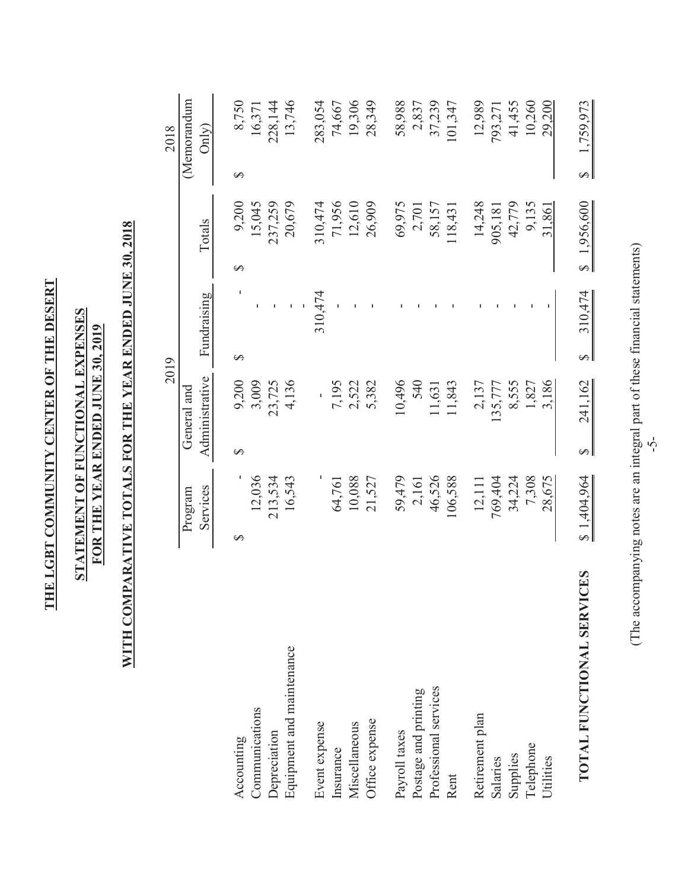# THE LGBT COMMUNITY CENTER OF THE DESERT

## STATEMENT OF FUNCTIONAL EXPENSES
## FOR THE YEAR ENDED JUNE 30, 2019

## WITH COMPARATIVE TOTALS FOR THE YEAR ENDED JUNE 30, 2018

| | 2019 | | | | 2018 |
|---|---|---|---|---|---|
| | Program Services | General and Administrative | Fundraising | Totals | (Memorandum Only) |
| Accounting | $ - | $ 9,200 | $ - | $ 9,200 | $ 8,750 |
| Communications | 12,036 | 3,009 | - | 15,045 | 16,371 |
| Depreciation | 213,534 | 23,725 | - | 237,259 | 228,144 |
| Equipment and maintenance | 16,543 | 4,136 | - | 20,679 | 13,746 |
| Event expense | - | - | 310,474 | 310,474 | 283,054 |
| Insurance | 64,761 | 7,195 | - | 71,956 | 74,667 |
| Miscellaneous | 10,088 | 2,522 | - | 12,610 | 19,306 |
| Office expense | 21,527 | 5,382 | - | 26,909 | 28,349 |
| Payroll taxes | 59,479 | 10,496 | - | 69,975 | 58,988 |
| Postage and printing | 2,161 | 540 | - | 2,701 | 2,837 |
| Professional services | 46,526 | 11,631 | - | 58,157 | 37,239 |
| Rent | 106,588 | 11,843 | - | 118,431 | 101,347 |
| Retirement plan | 12,111 | 2,137 | - | 14,248 | 12,989 |
| Salaries | 769,404 | 135,777 | - | 905,181 | 793,271 |
| Supplies | 34,224 | 8,555 | - | 42,779 | 41,455 |
| Telephone | 7,308 | 1,827 | - | 9,135 | 10,260 |
| Utilities | 28,675 | 3,186 | - | 31,861 | 29,200 |
| **TOTAL FUNCTIONAL SERVICES** | $ 1,404,964 | $ 241,162 | $ 310,474 | $ 1,956,600 | $ 1,759,973 |

(The accompanying notes are an integral part of these financial statements)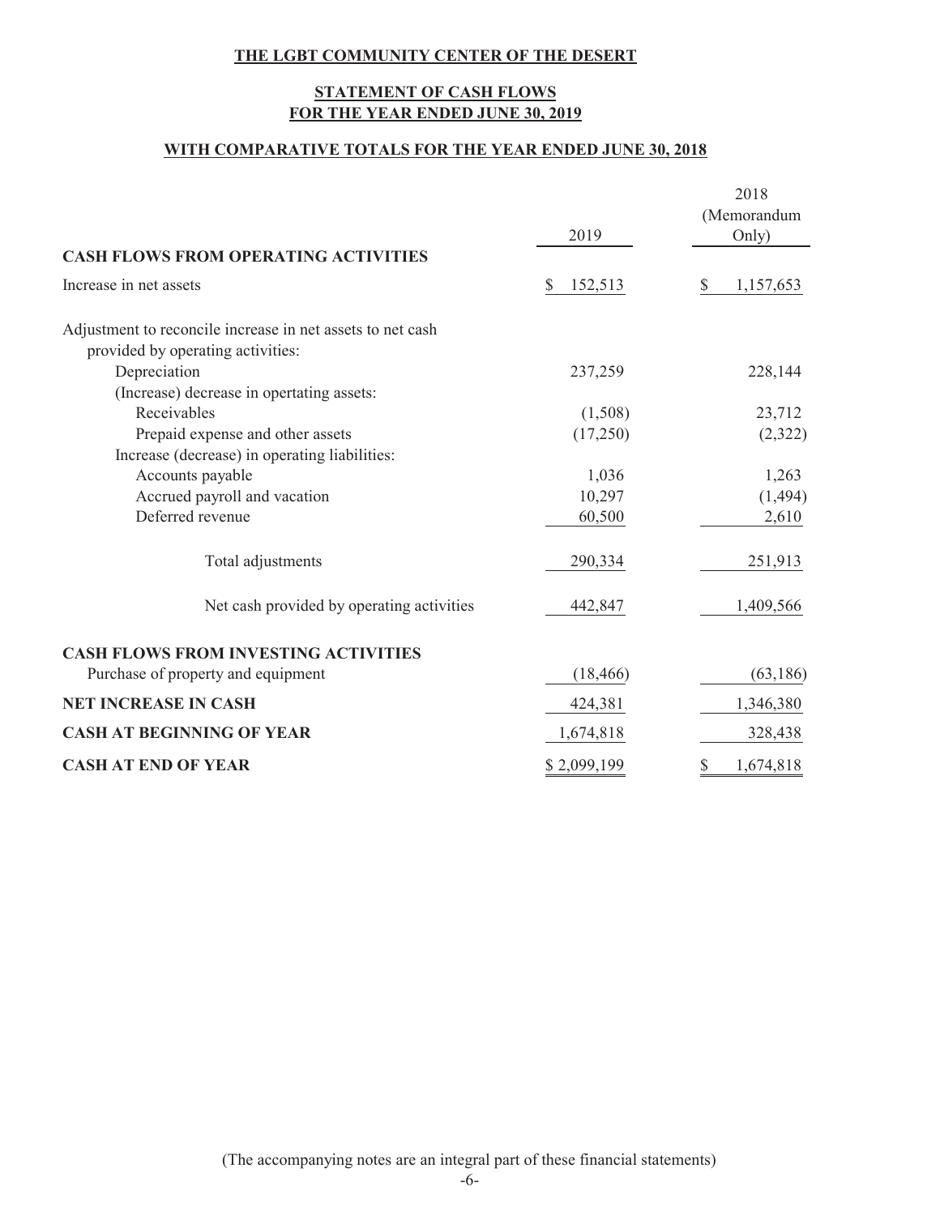**THE LGBT COMMUNITY CENTER OF THE DESERT**

**STATEMENT OF CASH FLOWS**
**FOR THE YEAR ENDED JUNE 30, 2019**

**WITH COMPARATIVE TOTALS FOR THE YEAR ENDED JUNE 30, 2018**

| | 2019 | 2018 (Memorandum Only) |
|---|---|---|
| **CASH FLOWS FROM OPERATING ACTIVITIES** | | |
| Increase in net assets | $ 152,513 | $ 1,157,653 |
| Adjustment to reconcile increase in net assets to net cash provided by operating activities: | | |
| Depreciation | 237,259 | 228,144 |
| (Increase) decrease in opertating assets: | | |
| Receivables | (1,508) | 23,712 |
| Prepaid expense and other assets | (17,250) | (2,322) |
| Increase (decrease) in operating liabilities: | | |
| Accounts payable | 1,036 | 1,263 |
| Accrued payroll and vacation | 10,297 | (1,494) |
| Deferred revenue | 60,500 | 2,610 |
| Total adjustments | 290,334 | 251,913 |
| Net cash provided by operating activities | 442,847 | 1,409,566 |
| **CASH FLOWS FROM INVESTING ACTIVITIES** | | |
| Purchase of property and equipment | (18,466) | (63,186) |
| **NET INCREASE IN CASH** | 424,381 | 1,346,380 |
| **CASH AT BEGINNING OF YEAR** | 1,674,818 | 328,438 |
| **CASH AT END OF YEAR** | $ 2,099,199 | $ 1,674,818 |

(The accompanying notes are an integral part of these financial statements)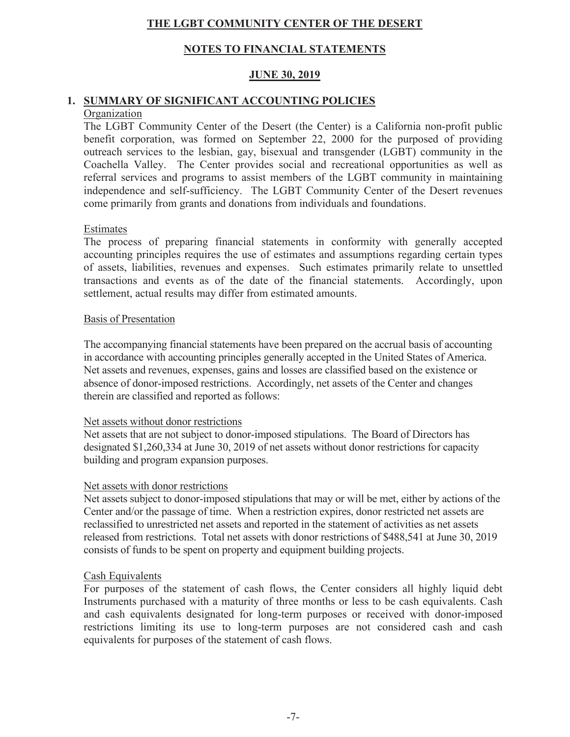# THE LGBT COMMUNITY CENTER OF THE DESERT

## NOTES TO FINANCIAL STATEMENTS

## JUNE 30, 2019

### 1. SUMMARY OF SIGNIFICANT ACCOUNTING POLICIES

Organization

The LGBT Community Center of the Desert (the Center) is a California non-profit public benefit corporation, was formed on September 22, 2000 for the purposed of providing outreach services to the lesbian, gay, bisexual and transgender (LGBT) community in the Coachella Valley. The Center provides social and recreational opportunities as well as referral services and programs to assist members of the LGBT community in maintaining independence and self-sufficiency. The LGBT Community Center of the Desert revenues come primarily from grants and donations from individuals and foundations.

Estimates

The process of preparing financial statements in conformity with generally accepted accounting principles requires the use of estimates and assumptions regarding certain types of assets, liabilities, revenues and expenses. Such estimates primarily relate to unsettled transactions and events as of the date of the financial statements. Accordingly, upon settlement, actual results may differ from estimated amounts.

Basis of Presentation

The accompanying financial statements have been prepared on the accrual basis of accounting in accordance with accounting principles generally accepted in the United States of America. Net assets and revenues, expenses, gains and losses are classified based on the existence or absence of donor-imposed restrictions. Accordingly, net assets of the Center and changes therein are classified and reported as follows:

Net assets without donor restrictions

Net assets that are not subject to donor-imposed stipulations. The Board of Directors has designated $1,260,334 at June 30, 2019 of net assets without donor restrictions for capacity building and program expansion purposes.

Net assets with donor restrictions

Net assets subject to donor-imposed stipulations that may or will be met, either by actions of the Center and/or the passage of time. When a restriction expires, donor restricted net assets are reclassified to unrestricted net assets and reported in the statement of activities as net assets released from restrictions. Total net assets with donor restrictions of $488,541 at June 30, 2019 consists of funds to be spent on property and equipment building projects.

Cash Equivalents

For purposes of the statement of cash flows, the Center considers all highly liquid debt Instruments purchased with a maturity of three months or less to be cash equivalents. Cash and cash equivalents designated for long-term purposes or received with donor-imposed restrictions limiting its use to long-term purposes are not considered cash and cash equivalents for purposes of the statement of cash flows.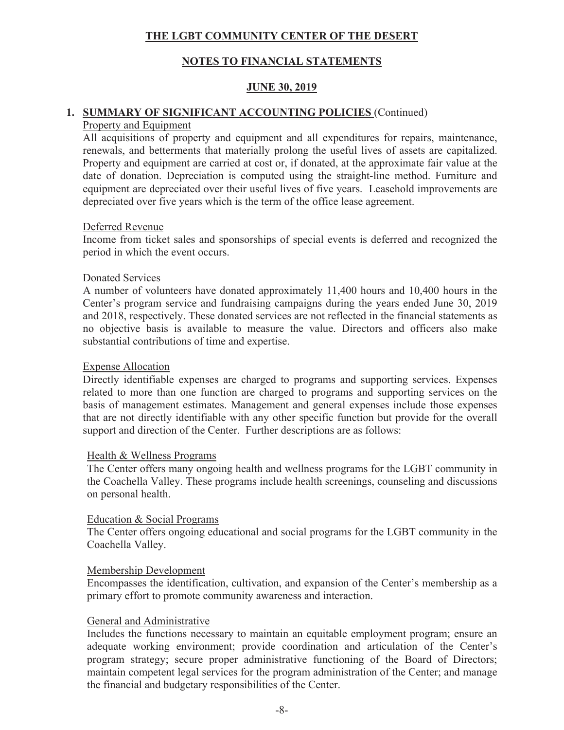# THE LGBT COMMUNITY CENTER OF THE DESERT

## NOTES TO FINANCIAL STATEMENTS

## JUNE 30, 2019

### 1. SUMMARY OF SIGNIFICANT ACCOUNTING POLICIES (Continued)

Property and Equipment

All acquisitions of property and equipment and all expenditures for repairs, maintenance, renewals, and betterments that materially prolong the useful lives of assets are capitalized. Property and equipment are carried at cost or, if donated, at the approximate fair value at the date of donation. Depreciation is computed using the straight-line method. Furniture and equipment are depreciated over their useful lives of five years. Leasehold improvements are depreciated over five years which is the term of the office lease agreement.

Deferred Revenue

Income from ticket sales and sponsorships of special events is deferred and recognized the period in which the event occurs.

Donated Services

A number of volunteers have donated approximately 11,400 hours and 10,400 hours in the Center's program service and fundraising campaigns during the years ended June 30, 2019 and 2018, respectively. These donated services are not reflected in the financial statements as no objective basis is available to measure the value. Directors and officers also make substantial contributions of time and expertise.

Expense Allocation

Directly identifiable expenses are charged to programs and supporting services. Expenses related to more than one function are charged to programs and supporting services on the basis of management estimates. Management and general expenses include those expenses that are not directly identifiable with any other specific function but provide for the overall support and direction of the Center. Further descriptions are as follows:

Health & Wellness Programs

The Center offers many ongoing health and wellness programs for the LGBT community in the Coachella Valley. These programs include health screenings, counseling and discussions on personal health.

Education & Social Programs

The Center offers ongoing educational and social programs for the LGBT community in the Coachella Valley.

Membership Development

Encompasses the identification, cultivation, and expansion of the Center's membership as a primary effort to promote community awareness and interaction.

General and Administrative

Includes the functions necessary to maintain an equitable employment program; ensure an adequate working environment; provide coordination and articulation of the Center's program strategy; secure proper administrative functioning of the Board of Directors; maintain competent legal services for the program administration of the Center; and manage the financial and budgetary responsibilities of the Center.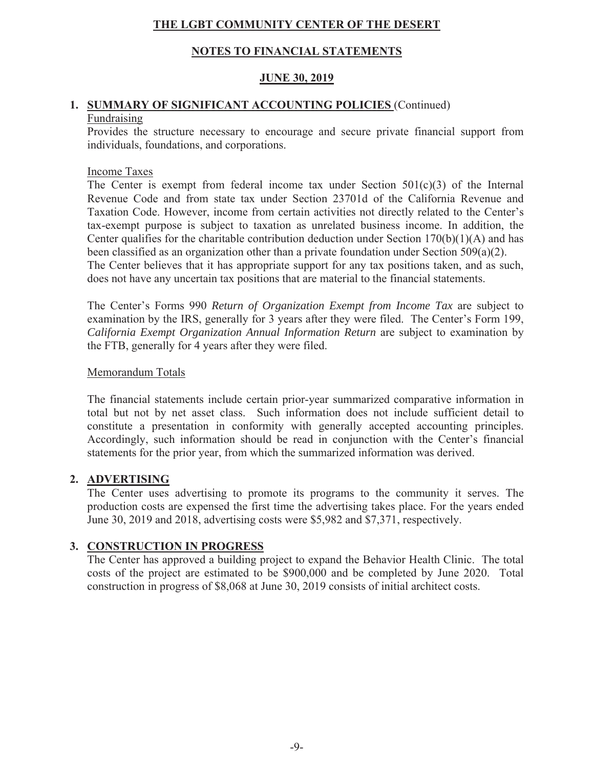# THE LGBT COMMUNITY CENTER OF THE DESERT

## NOTES TO FINANCIAL STATEMENTS

## JUNE 30, 2019

### 1. SUMMARY OF SIGNIFICANT ACCOUNTING POLICIES (Continued)

Fundraising

Provides the structure necessary to encourage and secure private financial support from individuals, foundations, and corporations.

Income Taxes

The Center is exempt from federal income tax under Section 501(c)(3) of the Internal Revenue Code and from state tax under Section 23701d of the California Revenue and Taxation Code. However, income from certain activities not directly related to the Center's tax-exempt purpose is subject to taxation as unrelated business income. In addition, the Center qualifies for the charitable contribution deduction under Section 170(b)(1)(A) and has been classified as an organization other than a private foundation under Section 509(a)(2). The Center believes that it has appropriate support for any tax positions taken, and as such, does not have any uncertain tax positions that are material to the financial statements.

The Center's Forms 990 *Return of Organization Exempt from Income Tax* are subject to examination by the IRS, generally for 3 years after they were filed. The Center's Form 199, *California Exempt Organization Annual Information Return* are subject to examination by the FTB, generally for 4 years after they were filed.

Memorandum Totals

The financial statements include certain prior-year summarized comparative information in total but not by net asset class. Such information does not include sufficient detail to constitute a presentation in conformity with generally accepted accounting principles. Accordingly, such information should be read in conjunction with the Center's financial statements for the prior year, from which the summarized information was derived.

### 2. ADVERTISING

The Center uses advertising to promote its programs to the community it serves. The production costs are expensed the first time the advertising takes place. For the years ended June 30, 2019 and 2018, advertising costs were $5,982 and $7,371, respectively.

### 3. CONSTRUCTION IN PROGRESS

The Center has approved a building project to expand the Behavior Health Clinic. The total costs of the project are estimated to be $900,000 and be completed by June 2020. Total construction in progress of $8,068 at June 30, 2019 consists of initial architect costs.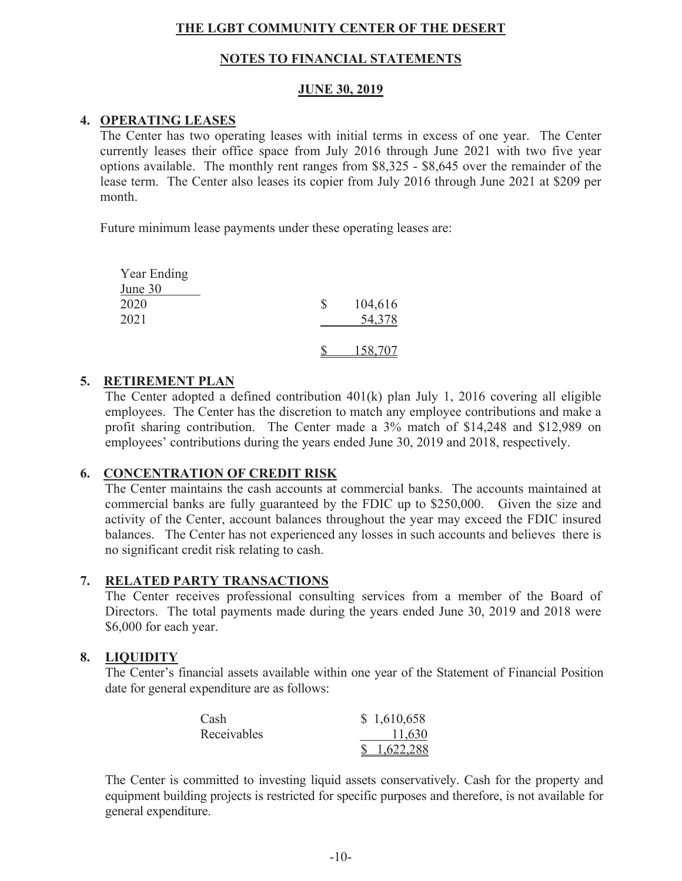# THE LGBT COMMUNITY CENTER OF THE DESERT

## NOTES TO FINANCIAL STATEMENTS

## JUNE 30, 2019

### 4. OPERATING LEASES

The Center has two operating leases with initial terms in excess of one year. The Center currently leases their office space from July 2016 through June 2021 with two five year options available. The monthly rent ranges from $8,325 - $8,645 over the remainder of the lease term. The Center also leases its copier from July 2016 through June 2021 at $209 per month.

Future minimum lease payments under these operating leases are:

| Year Ending June 30 | |
|---|---|
| 2020 | $ 104,616 |
| 2021 | 54,378 |
| | $ 158,707 |

### 5. RETIREMENT PLAN

The Center adopted a defined contribution 401(k) plan July 1, 2016 covering all eligible employees. The Center has the discretion to match any employee contributions and make a profit sharing contribution. The Center made a 3% match of $14,248 and $12,989 on employees' contributions during the years ended June 30, 2019 and 2018, respectively.

### 6. CONCENTRATION OF CREDIT RISK

The Center maintains the cash accounts at commercial banks. The accounts maintained at commercial banks are fully guaranteed by the FDIC up to $250,000. Given the size and activity of the Center, account balances throughout the year may exceed the FDIC insured balances. The Center has not experienced any losses in such accounts and believes there is no significant credit risk relating to cash.

### 7. RELATED PARTY TRANSACTIONS

The Center receives professional consulting services from a member of the Board of Directors. The total payments made during the years ended June 30, 2019 and 2018 were $6,000 for each year.

### 8. LIQUIDITY

The Center's financial assets available within one year of the Statement of Financial Position date for general expenditure are as follows:

| | |
|---|---|
| Cash | $ 1,610,658 |
| Receivables | 11,630 |
| | $ 1,622,288 |

The Center is committed to investing liquid assets conservatively. Cash for the property and equipment building projects is restricted for specific purposes and therefore, is not available for general expenditure.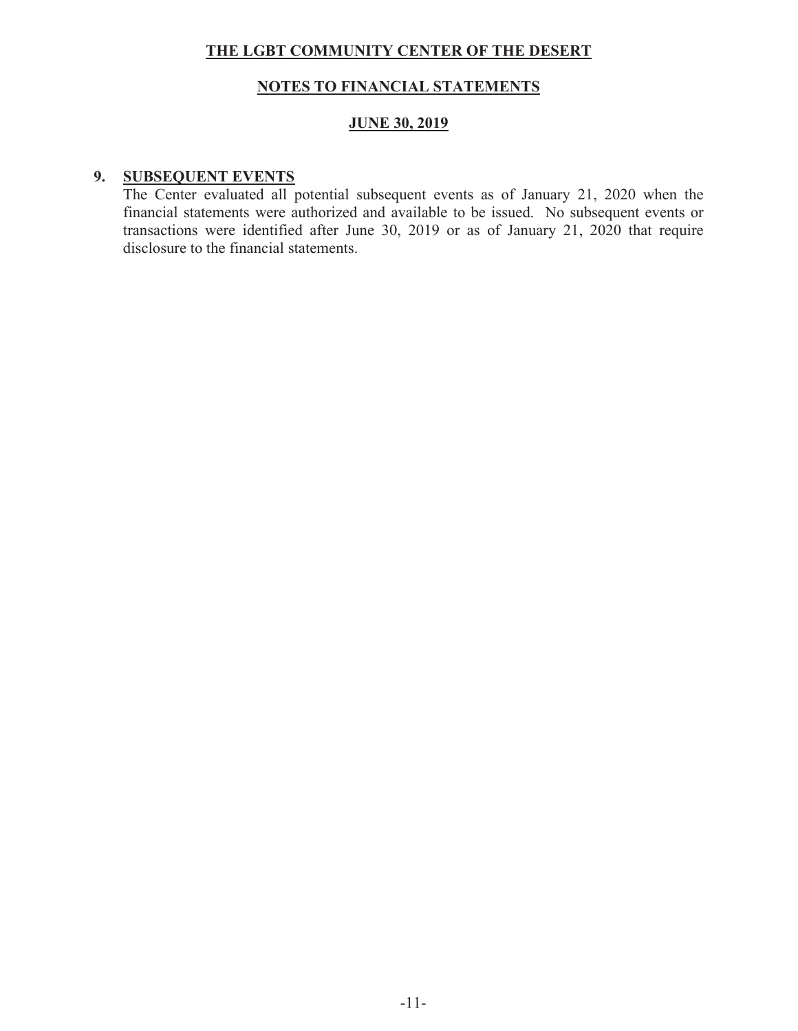# THE LGBT COMMUNITY CENTER OF THE DESERT

## NOTES TO FINANCIAL STATEMENTS

### JUNE 30, 2019

**9. SUBSEQUENT EVENTS**

The Center evaluated all potential subsequent events as of January 21, 2020 when the financial statements were authorized and available to be issued. No subsequent events or transactions were identified after June 30, 2019 or as of January 21, 2020 that require disclosure to the financial statements.